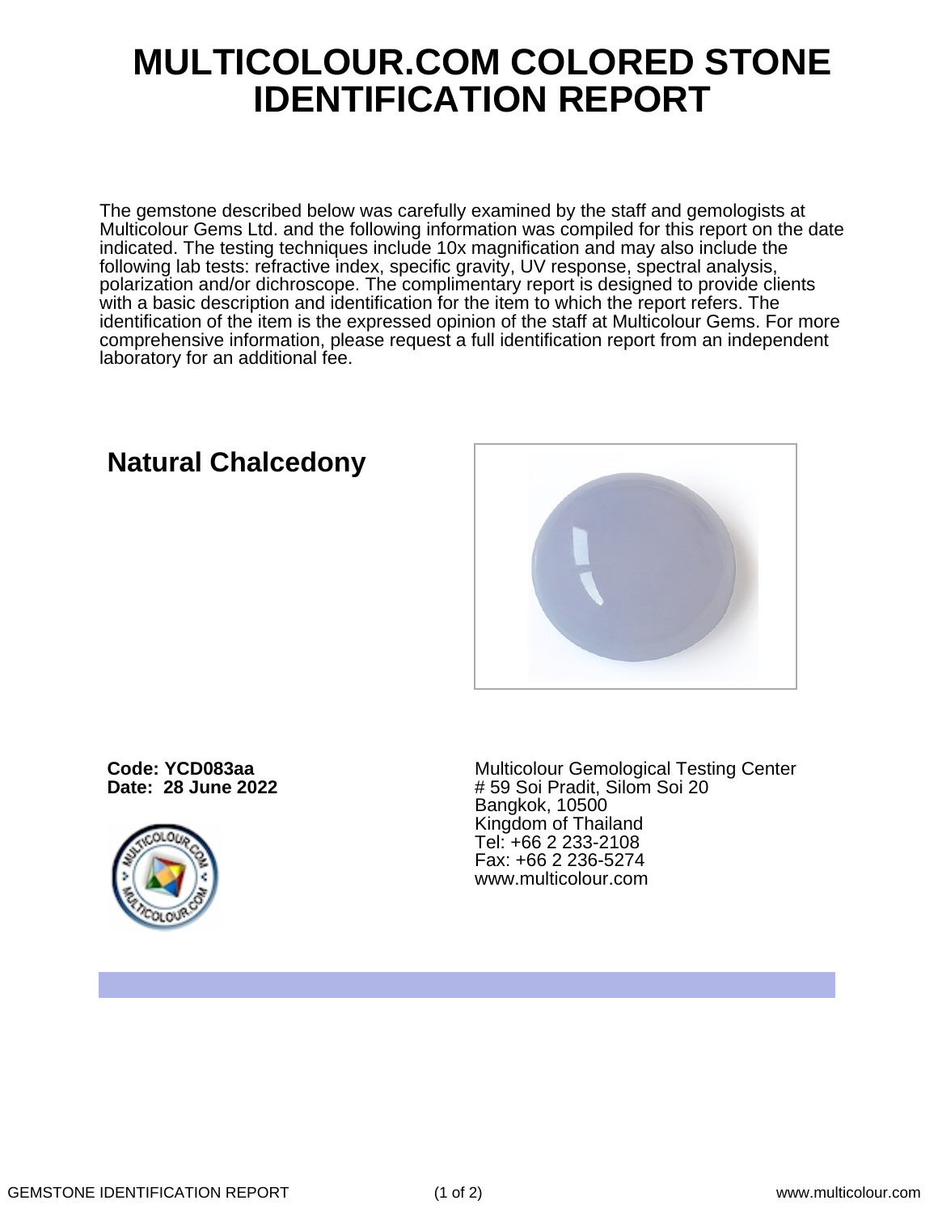# MULTICOLOUR.COM COLORED STONE IDENTIFICATION REPORT

The gemstone described below was carefully examined by the staff and gemologists at Multicolour Gems Ltd. and the following information was compiled for this report on the date indicated. The testing techniques include 10x magnification and may also include the following lab tests: refractive index, specific gravity, UV response, spectral analysis, polarization and/or dichroscope. The complimentary report is designed to provide clients with a basic description and identification for the item to which the report refers. The identification of the item is the expressed opinion of the staff at Multicolour Gems. For more comprehensive information, please request a full identification report from an independent laboratory for an additional fee.

## Natural Chalcedony

**Code: YCD083aa**
**Date: 28 June 2022**

Multicolour Gemological Testing Center
# 59 Soi Pradit, Silom Soi 20
Bangkok, 10500
Kingdom of Thailand
Tel: +66 2 233-2108
Fax: +66 2 236-5274
www.multicolour.com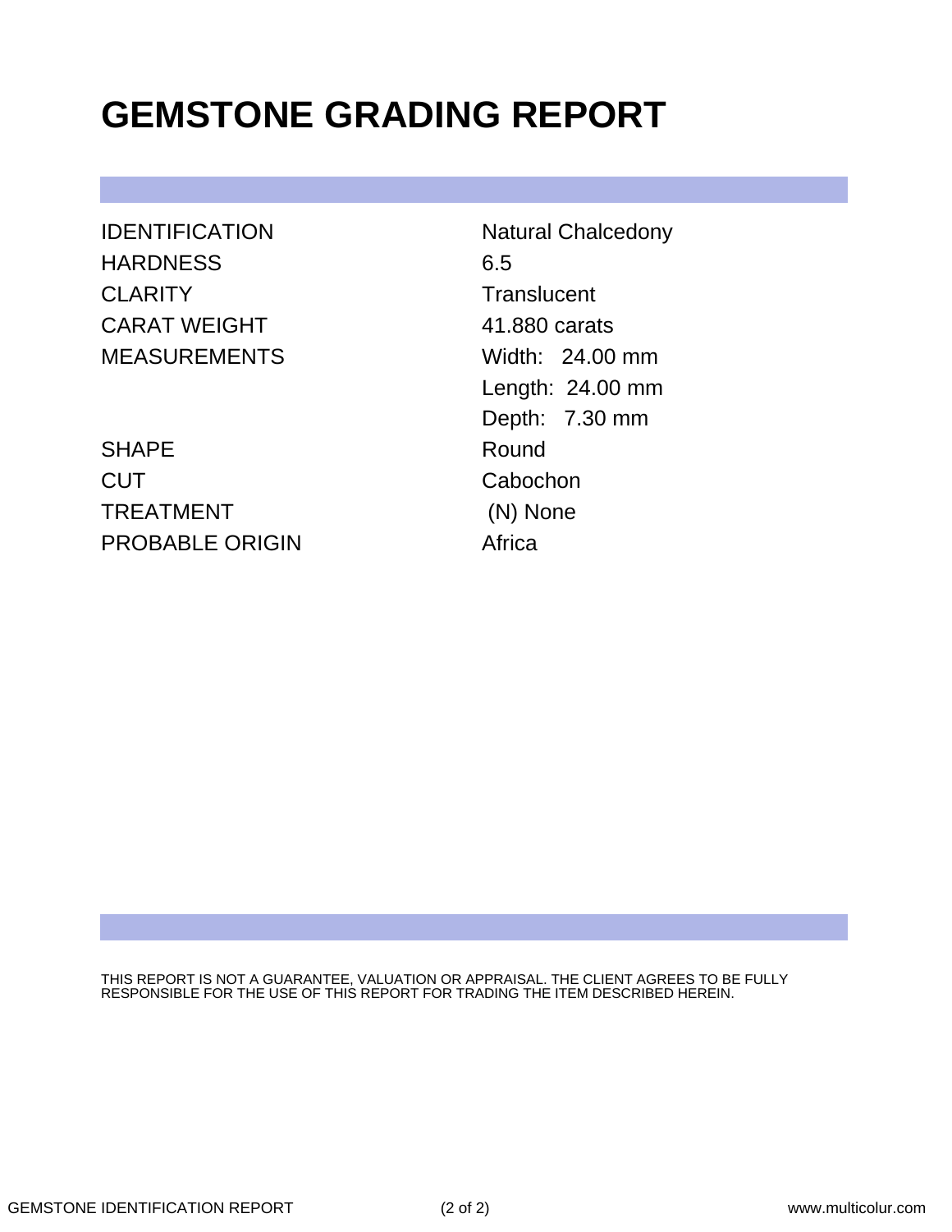# GEMSTONE GRADING REPORT

| | |
|---|---|
| IDENTIFICATION | Natural Chalcedony |
| HARDNESS | 6.5 |
| CLARITY | Translucent |
| CARAT WEIGHT | 41.880 carats |
| MEASUREMENTS | Width: 24.00 mm |
| | Length: 24.00 mm |
| | Depth: 7.30 mm |
| SHAPE | Round |
| CUT | Cabochon |
| TREATMENT | (N) None |
| PROBABLE ORIGIN | Africa |

THIS REPORT IS NOT A GUARANTEE, VALUATION OR APPRAISAL. THE CLIENT AGREES TO BE FULLY RESPONSIBLE FOR THE USE OF THIS REPORT FOR TRADING THE ITEM DESCRIBED HEREIN.